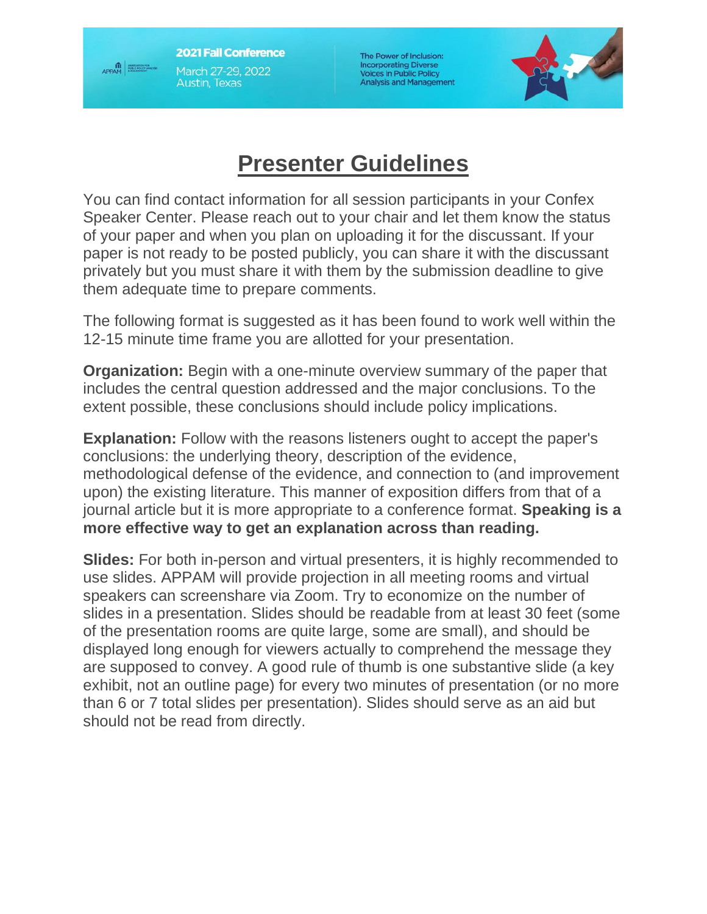**2021 Fall Conference**
March 27-29, 2022
Austin, Texas

The Power of Inclusion: Incorporating Diverse Voices in Public Policy Analysis and Management

# Presenter Guidelines

You can find contact information for all session participants in your Confex Speaker Center. Please reach out to your chair and let them know the status of your paper and when you plan on uploading it for the discussant. If your paper is not ready to be posted publicly, you can share it with the discussant privately but you must share it with them by the submission deadline to give them adequate time to prepare comments.

The following format is suggested as it has been found to work well within the 12-15 minute time frame you are allotted for your presentation.

**Organization:** Begin with a one-minute overview summary of the paper that includes the central question addressed and the major conclusions. To the extent possible, these conclusions should include policy implications.

**Explanation:** Follow with the reasons listeners ought to accept the paper's conclusions: the underlying theory, description of the evidence, methodological defense of the evidence, and connection to (and improvement upon) the existing literature. This manner of exposition differs from that of a journal article but it is more appropriate to a conference format. **Speaking is a more effective way to get an explanation across than reading.**

**Slides:** For both in-person and virtual presenters, it is highly recommended to use slides. APPAM will provide projection in all meeting rooms and virtual speakers can screenshare via Zoom. Try to economize on the number of slides in a presentation. Slides should be readable from at least 30 feet (some of the presentation rooms are quite large, some are small), and should be displayed long enough for viewers actually to comprehend the message they are supposed to convey. A good rule of thumb is one substantive slide (a key exhibit, not an outline page) for every two minutes of presentation (or no more than 6 or 7 total slides per presentation). Slides should serve as an aid but should not be read from directly.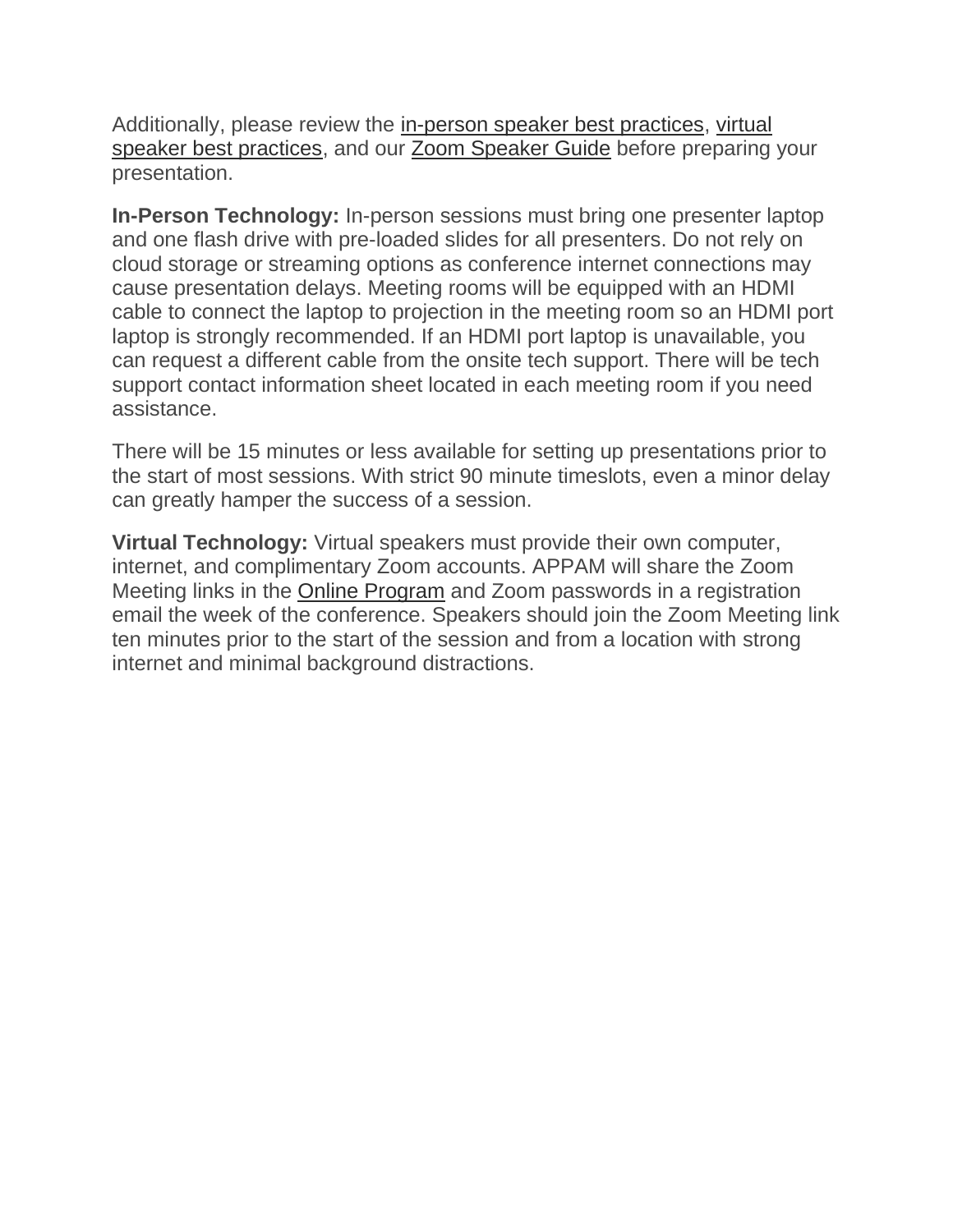Additionally, please review the in-person speaker best practices, virtual speaker best practices, and our Zoom Speaker Guide before preparing your presentation.

**In-Person Technology:** In-person sessions must bring one presenter laptop and one flash drive with pre-loaded slides for all presenters. Do not rely on cloud storage or streaming options as conference internet connections may cause presentation delays. Meeting rooms will be equipped with an HDMI cable to connect the laptop to projection in the meeting room so an HDMI port laptop is strongly recommended. If an HDMI port laptop is unavailable, you can request a different cable from the onsite tech support. There will be tech support contact information sheet located in each meeting room if you need assistance.

There will be 15 minutes or less available for setting up presentations prior to the start of most sessions. With strict 90 minute timeslots, even a minor delay can greatly hamper the success of a session.

**Virtual Technology:** Virtual speakers must provide their own computer, internet, and complimentary Zoom accounts. APPAM will share the Zoom Meeting links in the Online Program and Zoom passwords in a registration email the week of the conference. Speakers should join the Zoom Meeting link ten minutes prior to the start of the session and from a location with strong internet and minimal background distractions.